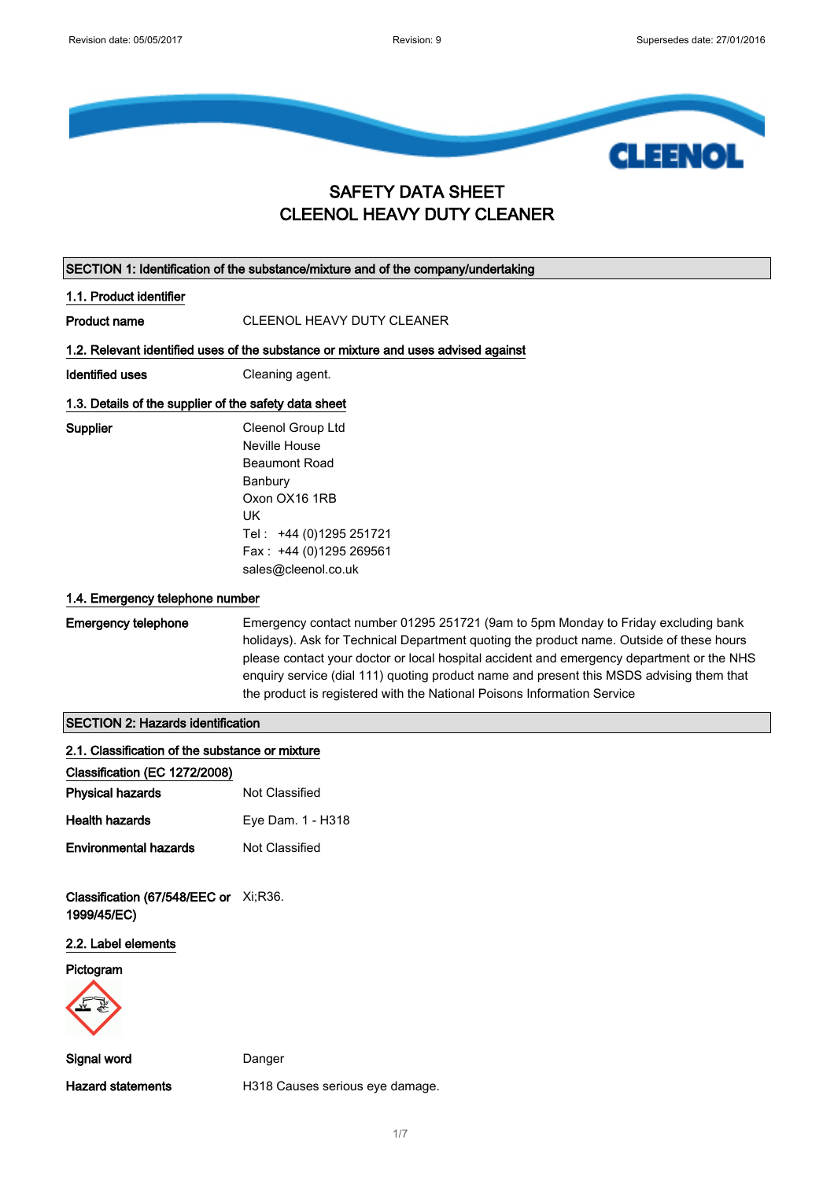# SAFETY DATA SHEET
# CLEENOL HEAVY DUTY CLEANER

## SECTION 1: Identification of the substance/mixture and of the company/undertaking

### 1.1. Product identifier

**Product name** CLEENOL HEAVY DUTY CLEANER

### 1.2. Relevant identified uses of the substance or mixture and uses advised against

**Identified uses** Cleaning agent.

### 1.3. Details of the supplier of the safety data sheet

**Supplier**
Cleenol Group Ltd
Neville House
Beaumont Road
Banbury
Oxon OX16 1RB
UK
Tel : +44 (0)1295 251721
Fax : +44 (0)1295 269561
sales@cleenol.co.uk

### 1.4. Emergency telephone number

**Emergency telephone** Emergency contact number 01295 251721 (9am to 5pm Monday to Friday excluding bank holidays). Ask for Technical Department quoting the product name. Outside of these hours please contact your doctor or local hospital accident and emergency department or the NHS enquiry service (dial 111) quoting product name and present this MSDS advising them that the product is registered with the National Poisons Information Service

## SECTION 2: Hazards identification

### 2.1. Classification of the substance or mixture

**Classification (EC 1272/2008)**

**Physical hazards** Not Classified

**Health hazards** Eye Dam. 1 - H318

**Environmental hazards** Not Classified

**Classification (67/548/EEC or 1999/45/EC)** Xi;R36.

### 2.2. Label elements

**Pictogram**

**Signal word** Danger

**Hazard statements** H318 Causes serious eye damage.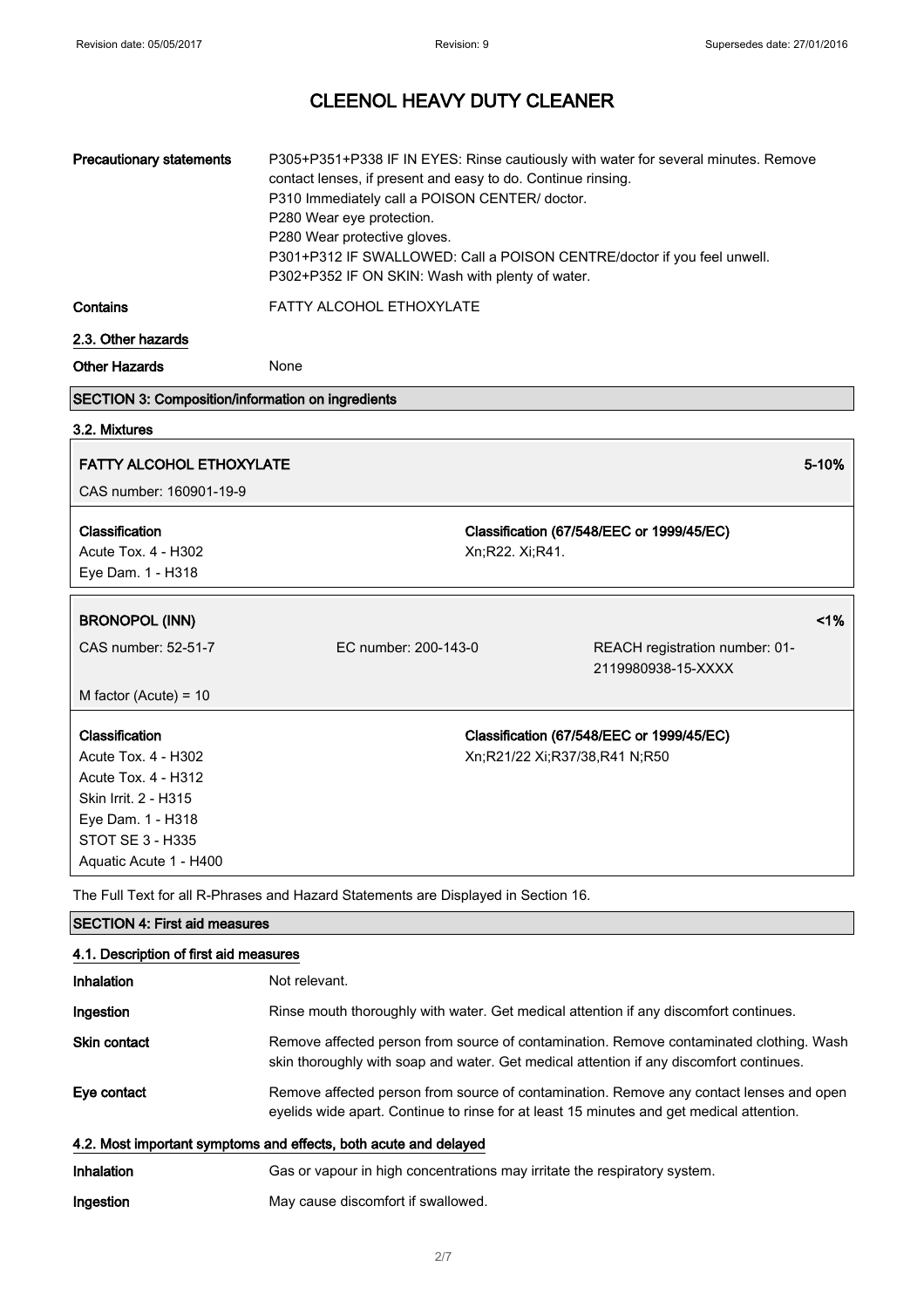# CLEENOL HEAVY DUTY CLEANER

**Precautionary statements**
P305+P351+P338 IF IN EYES: Rinse cautiously with water for several minutes. Remove contact lenses, if present and easy to do. Continue rinsing.
P310 Immediately call a POISON CENTER/ doctor.
P280 Wear eye protection.
P280 Wear protective gloves.
P301+P312 IF SWALLOWED: Call a POISON CENTRE/doctor if you feel unwell.
P302+P352 IF ON SKIN: Wash with plenty of water.

**Contains** FATTY ALCOHOL ETHOXYLATE

### 2.3. Other hazards

**Other Hazards** None

## SECTION 3: Composition/information on ingredients

### 3.2. Mixtures

**FATTY ALCOHOL ETHOXYLATE** 5-10%

CAS number: 160901-19-9

| Classification | Classification (67/548/EEC or 1999/45/EC) |
|---|---|
| Acute Tox. 4 - H302<br>Eye Dam. 1 - H318 | Xn;R22. Xi;R41. |

**BRONOPOL (INN)** <1%

CAS number: 52-51-7 EC number: 200-143-0 REACH registration number: 01-2119980938-15-XXXX

M factor (Acute) = 10

| Classification | Classification (67/548/EEC or 1999/45/EC) |
|---|---|
| Acute Tox. 4 - H302<br>Acute Tox. 4 - H312<br>Skin Irrit. 2 - H315<br>Eye Dam. 1 - H318<br>STOT SE 3 - H335<br>Aquatic Acute 1 - H400 | Xn;R21/22 Xi;R37/38,R41 N;R50 |

The Full Text for all R-Phrases and Hazard Statements are Displayed in Section 16.

## SECTION 4: First aid measures

### 4.1. Description of first aid measures

**Inhalation** Not relevant.

**Ingestion** Rinse mouth thoroughly with water. Get medical attention if any discomfort continues.

**Skin contact** Remove affected person from source of contamination. Remove contaminated clothing. Wash skin thoroughly with soap and water. Get medical attention if any discomfort continues.

**Eye contact** Remove affected person from source of contamination. Remove any contact lenses and open eyelids wide apart. Continue to rinse for at least 15 minutes and get medical attention.

### 4.2. Most important symptoms and effects, both acute and delayed

**Inhalation** Gas or vapour in high concentrations may irritate the respiratory system.

**Ingestion** May cause discomfort if swallowed.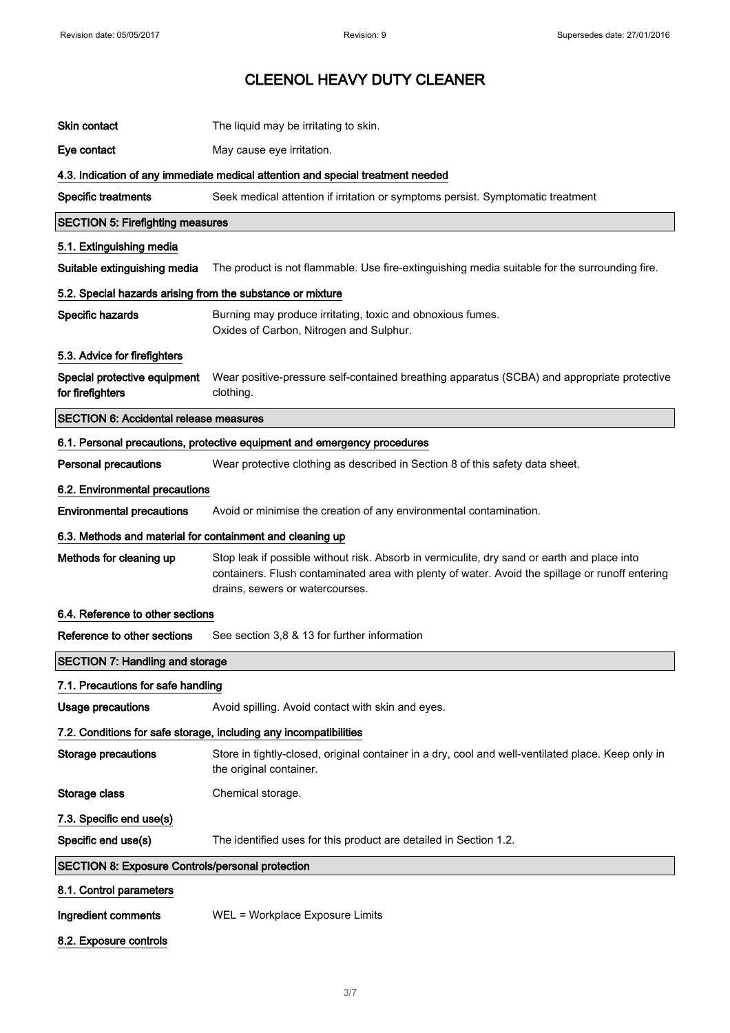# CLEENOL HEAVY DUTY CLEANER

| | |
|---|---|
| **Skin contact** | The liquid may be irritating to skin. |
| **Eye contact** | May cause eye irritation. |

### 4.3. Indication of any immediate medical attention and special treatment needed

| | |
|---|---|
| **Specific treatments** | Seek medical attention if irritation or symptoms persist. Symptomatic treatment |

## SECTION 5: Firefighting measures

### 5.1. Extinguishing media

| | |
|---|---|
| **Suitable extinguishing media** | The product is not flammable. Use fire-extinguishing media suitable for the surrounding fire. |

### 5.2. Special hazards arising from the substance or mixture

| | |
|---|---|
| **Specific hazards** | Burning may produce irritating, toxic and obnoxious fumes. Oxides of Carbon, Nitrogen and Sulphur. |

### 5.3. Advice for firefighters

| | |
|---|---|
| **Special protective equipment for firefighters** | Wear positive-pressure self-contained breathing apparatus (SCBA) and appropriate protective clothing. |

## SECTION 6: Accidental release measures

### 6.1. Personal precautions, protective equipment and emergency procedures

| | |
|---|---|
| **Personal precautions** | Wear protective clothing as described in Section 8 of this safety data sheet. |

### 6.2. Environmental precautions

| | |
|---|---|
| **Environmental precautions** | Avoid or minimise the creation of any environmental contamination. |

### 6.3. Methods and material for containment and cleaning up

| | |
|---|---|
| **Methods for cleaning up** | Stop leak if possible without risk. Absorb in vermiculite, dry sand or earth and place into containers. Flush contaminated area with plenty of water. Avoid the spillage or runoff entering drains, sewers or watercourses. |

### 6.4. Reference to other sections

| | |
|---|---|
| **Reference to other sections** | See section 3,8 & 13 for further information |

## SECTION 7: Handling and storage

### 7.1. Precautions for safe handling

| | |
|---|---|
| **Usage precautions** | Avoid spilling. Avoid contact with skin and eyes. |

### 7.2. Conditions for safe storage, including any incompatibilities

| | |
|---|---|
| **Storage precautions** | Store in tightly-closed, original container in a dry, cool and well-ventilated place. Keep only in the original container. |
| **Storage class** | Chemical storage. |

### 7.3. Specific end use(s)

| | |
|---|---|
| **Specific end use(s)** | The identified uses for this product are detailed in Section 1.2. |

## SECTION 8: Exposure Controls/personal protection

### 8.1. Control parameters

| | |
|---|---|
| **Ingredient comments** | WEL = Workplace Exposure Limits |

### 8.2. Exposure controls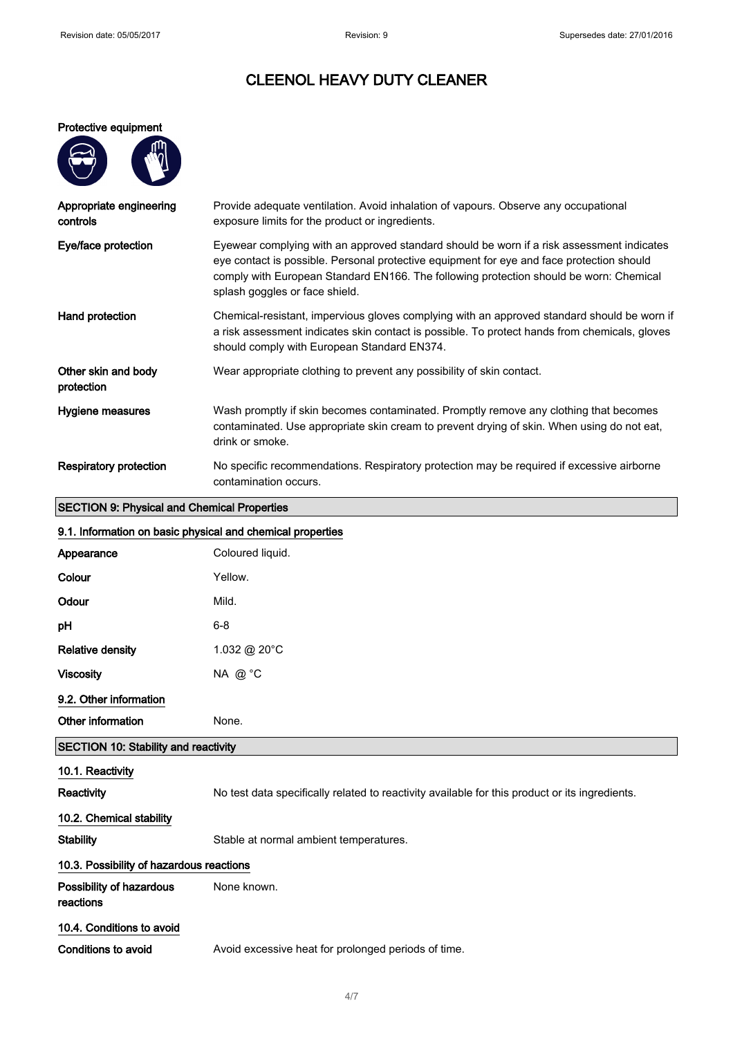**Protective equipment**

| | |
|---|---|
| **Appropriate engineering controls** | Provide adequate ventilation. Avoid inhalation of vapours. Observe any occupational exposure limits for the product or ingredients. |
| **Eye/face protection** | Eyewear complying with an approved standard should be worn if a risk assessment indicates eye contact is possible. Personal protective equipment for eye and face protection should comply with European Standard EN166. The following protection should be worn: Chemical splash goggles or face shield. |
| **Hand protection** | Chemical-resistant, impervious gloves complying with an approved standard should be worn if a risk assessment indicates skin contact is possible. To protect hands from chemicals, gloves should comply with European Standard EN374. |
| **Other skin and body protection** | Wear appropriate clothing to prevent any possibility of skin contact. |
| **Hygiene measures** | Wash promptly if skin becomes contaminated. Promptly remove any clothing that becomes contaminated. Use appropriate skin cream to prevent drying of skin. When using do not eat, drink or smoke. |
| **Respiratory protection** | No specific recommendations. Respiratory protection may be required if excessive airborne contamination occurs. |

## SECTION 9: Physical and Chemical Properties

### 9.1. Information on basic physical and chemical properties

| | |
|---|---|
| **Appearance** | Coloured liquid. |
| **Colour** | Yellow. |
| **Odour** | Mild. |
| **pH** | 6-8 |
| **Relative density** | 1.032 @ 20°C |
| **Viscosity** | NA @ °C |

### 9.2. Other information

| | |
|---|---|
| **Other information** | None. |

## SECTION 10: Stability and reactivity

### 10.1. Reactivity

| | |
|---|---|
| **Reactivity** | No test data specifically related to reactivity available for this product or its ingredients. |

### 10.2. Chemical stability

| | |
|---|---|
| **Stability** | Stable at normal ambient temperatures. |

### 10.3. Possibility of hazardous reactions

| | |
|---|---|
| **Possibility of hazardous reactions** | None known. |

### 10.4. Conditions to avoid

| | |
|---|---|
| **Conditions to avoid** | Avoid excessive heat for prolonged periods of time. |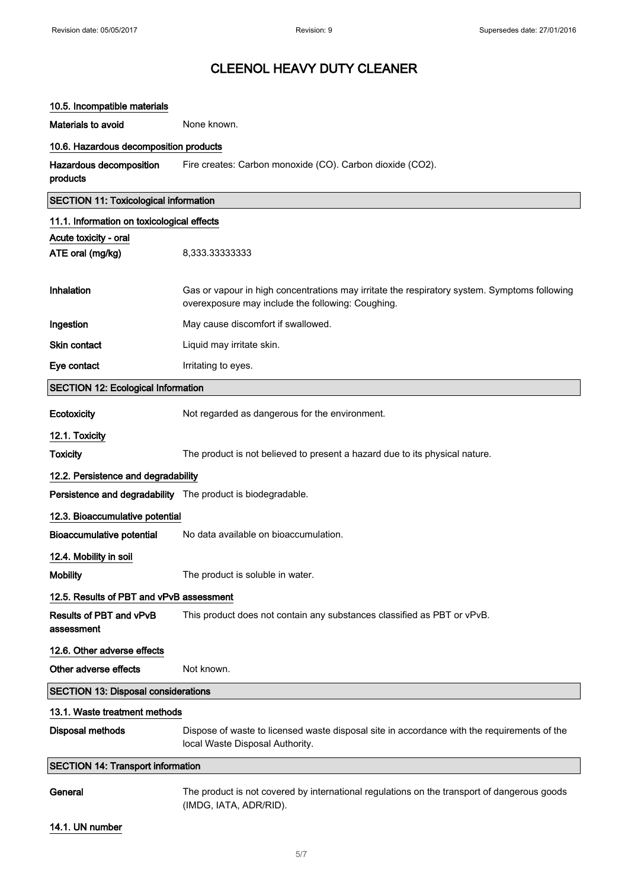# CLEENOL HEAVY DUTY CLEANER

### 10.5. Incompatible materials

**Materials to avoid** None known.

### 10.6. Hazardous decomposition products

**Hazardous decomposition products** Fire creates: Carbon monoxide (CO). Carbon dioxide ($CO_2$).

## SECTION 11: Toxicological information

### 11.1. Information on toxicological effects

**Acute toxicity - oral**

**ATE oral (mg/kg)** 8,333.33333333

**Inhalation** Gas or vapour in high concentrations may irritate the respiratory system. Symptoms following overexposure may include the following: Coughing.

**Ingestion** May cause discomfort if swallowed.

**Skin contact** Liquid may irritate skin.

**Eye contact** Irritating to eyes.

## SECTION 12: Ecological Information

**Ecotoxicity** Not regarded as dangerous for the environment.

### 12.1. Toxicity

**Toxicity** The product is not believed to present a hazard due to its physical nature.

### 12.2. Persistence and degradability

**Persistence and degradability** The product is biodegradable.

### 12.3. Bioaccumulative potential

**Bioaccumulative potential** No data available on bioaccumulation.

### 12.4. Mobility in soil

**Mobility** The product is soluble in water.

### 12.5. Results of PBT and vPvB assessment

**Results of PBT and vPvB assessment** This product does not contain any substances classified as PBT or vPvB.

### 12.6. Other adverse effects

**Other adverse effects** Not known.

## SECTION 13: Disposal considerations

### 13.1. Waste treatment methods

**Disposal methods** Dispose of waste to licensed waste disposal site in accordance with the requirements of the local Waste Disposal Authority.

## SECTION 14: Transport information

**General** The product is not covered by international regulations on the transport of dangerous goods (IMDG, IATA, ADR/RID).

### 14.1. UN number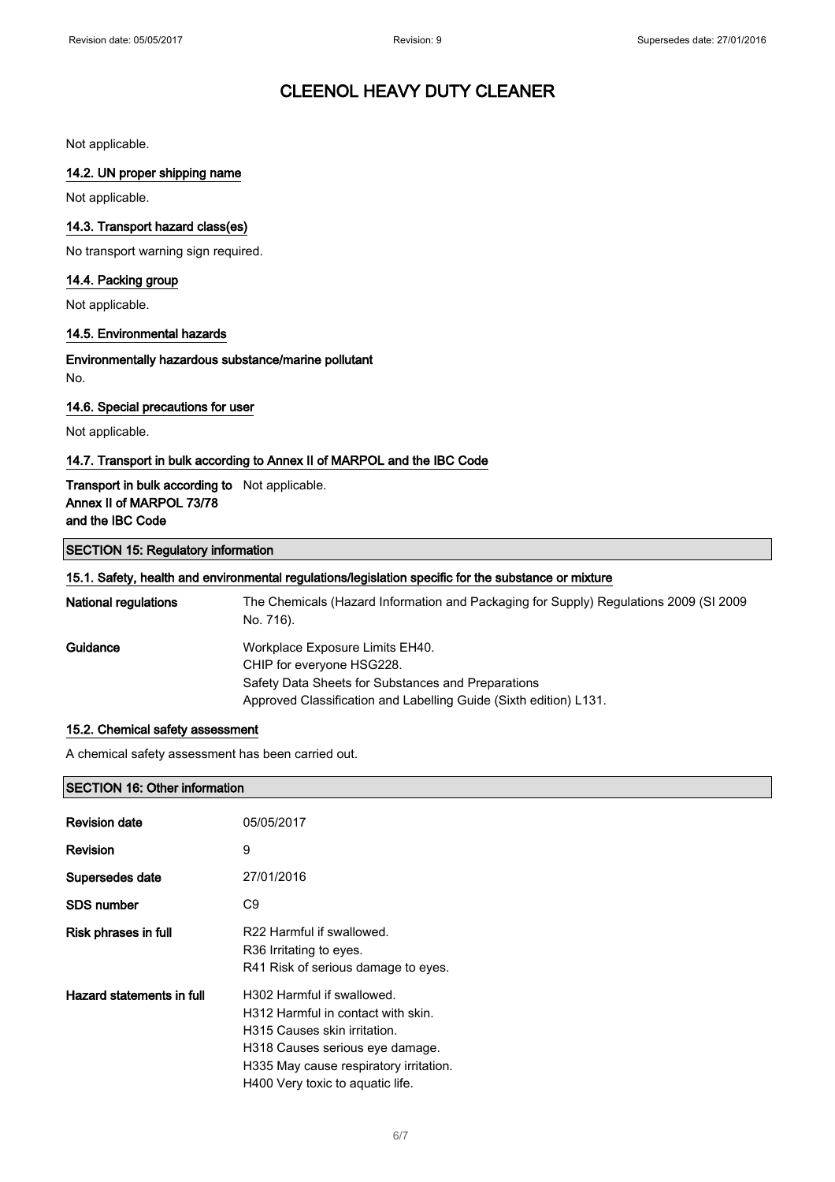Not applicable.

#### 14.2. UN proper shipping name

Not applicable.

#### 14.3. Transport hazard class(es)

No transport warning sign required.

#### 14.4. Packing group

Not applicable.

#### 14.5. Environmental hazards

**Environmentally hazardous substance/marine pollutant**

No.

#### 14.6. Special precautions for user

Not applicable.

#### 14.7. Transport in bulk according to Annex II of MARPOL and the IBC Code

| | |
|---|---|
| **Transport in bulk according to Annex II of MARPOL 73/78 and the IBC Code** | Not applicable. |

## SECTION 15: Regulatory information

#### 15.1. Safety, health and environmental regulations/legislation specific for the substance or mixture

| | |
|---|---|
| **National regulations** | The Chemicals (Hazard Information and Packaging for Supply) Regulations 2009 (SI 2009 No. 716). |
| **Guidance** | Workplace Exposure Limits EH40.<br>CHIP for everyone HSG228.<br>Safety Data Sheets for Substances and Preparations<br>Approved Classification and Labelling Guide (Sixth edition) L131. |

#### 15.2. Chemical safety assessment

A chemical safety assessment has been carried out.

## SECTION 16: Other information

| | |
|---|---|
| **Revision date** | 05/05/2017 |
| **Revision** | 9 |
| **Supersedes date** | 27/01/2016 |
| **SDS number** | C9 |
| **Risk phrases in full** | R22 Harmful if swallowed.<br>R36 Irritating to eyes.<br>R41 Risk of serious damage to eyes. |
| **Hazard statements in full** | H302 Harmful if swallowed.<br>H312 Harmful in contact with skin.<br>H315 Causes skin irritation.<br>H318 Causes serious eye damage.<br>H335 May cause respiratory irritation.<br>H400 Very toxic to aquatic life. |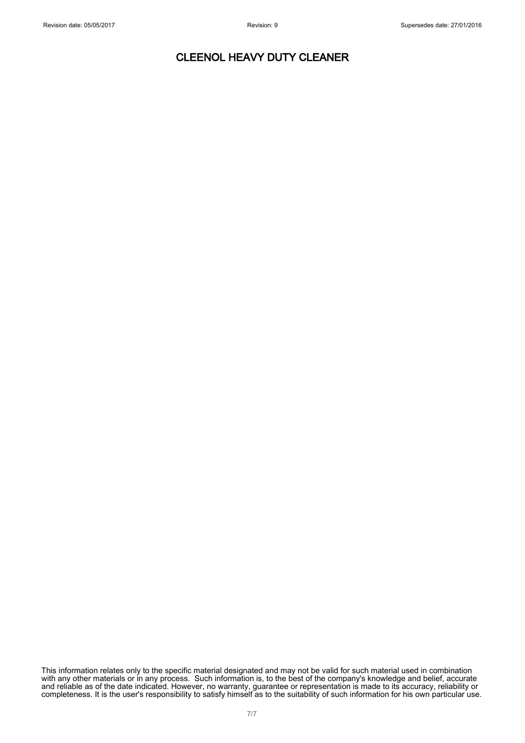This information relates only to the specific material designated and may not be valid for such material used in combination with any other materials or in any process. Such information is, to the best of the company's knowledge and belief, accurate and reliable as of the date indicated. However, no warranty, guarantee or representation is made to its accuracy, reliability or completeness. It is the user's responsibility to satisfy himself as to the suitability of such information for his own particular use.